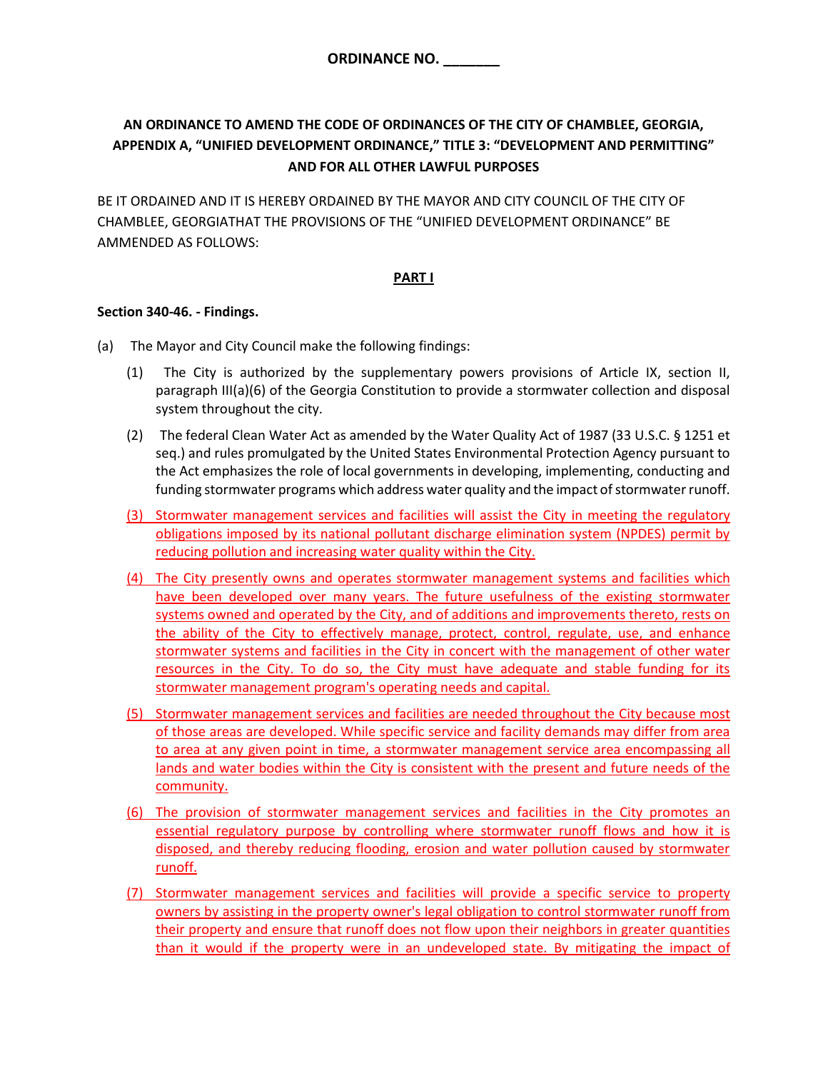**ORDINANCE NO. _______**

**AN ORDINANCE TO AMEND THE CODE OF ORDINANCES OF THE CITY OF CHAMBLEE, GEORGIA, APPENDIX A, "UNIFIED DEVELOPMENT ORDINANCE," TITLE 3: "DEVELOPMENT AND PERMITTING" AND FOR ALL OTHER LAWFUL PURPOSES**

BE IT ORDAINED AND IT IS HEREBY ORDAINED BY THE MAYOR AND CITY COUNCIL OF THE CITY OF CHAMBLEE, GEORGIATHAT THE PROVISIONS OF THE "UNIFIED DEVELOPMENT ORDINANCE" BE AMMENDED AS FOLLOWS:

**PART I**

**Section 340-46. - Findings.**

(a) The Mayor and City Council make the following findings:

(1) The City is authorized by the supplementary powers provisions of Article IX, section II, paragraph III(a)(6) of the Georgia Constitution to provide a stormwater collection and disposal system throughout the city.

(2) The federal Clean Water Act as amended by the Water Quality Act of 1987 (33 U.S.C. § 1251 et seq.) and rules promulgated by the United States Environmental Protection Agency pursuant to the Act emphasizes the role of local governments in developing, implementing, conducting and funding stormwater programs which address water quality and the impact of stormwater runoff.

(3) Stormwater management services and facilities will assist the City in meeting the regulatory obligations imposed by its national pollutant discharge elimination system (NPDES) permit by reducing pollution and increasing water quality within the City.

(4) The City presently owns and operates stormwater management systems and facilities which have been developed over many years. The future usefulness of the existing stormwater systems owned and operated by the City, and of additions and improvements thereto, rests on the ability of the City to effectively manage, protect, control, regulate, use, and enhance stormwater systems and facilities in the City in concert with the management of other water resources in the City. To do so, the City must have adequate and stable funding for its stormwater management program's operating needs and capital.

(5) Stormwater management services and facilities are needed throughout the City because most of those areas are developed. While specific service and facility demands may differ from area to area at any given point in time, a stormwater management service area encompassing all lands and water bodies within the City is consistent with the present and future needs of the community.

(6) The provision of stormwater management services and facilities in the City promotes an essential regulatory purpose by controlling where stormwater runoff flows and how it is disposed, and thereby reducing flooding, erosion and water pollution caused by stormwater runoff.

(7) Stormwater management services and facilities will provide a specific service to property owners by assisting in the property owner's legal obligation to control stormwater runoff from their property and ensure that runoff does not flow upon their neighbors in greater quantities than it would if the property were in an undeveloped state. By mitigating the impact of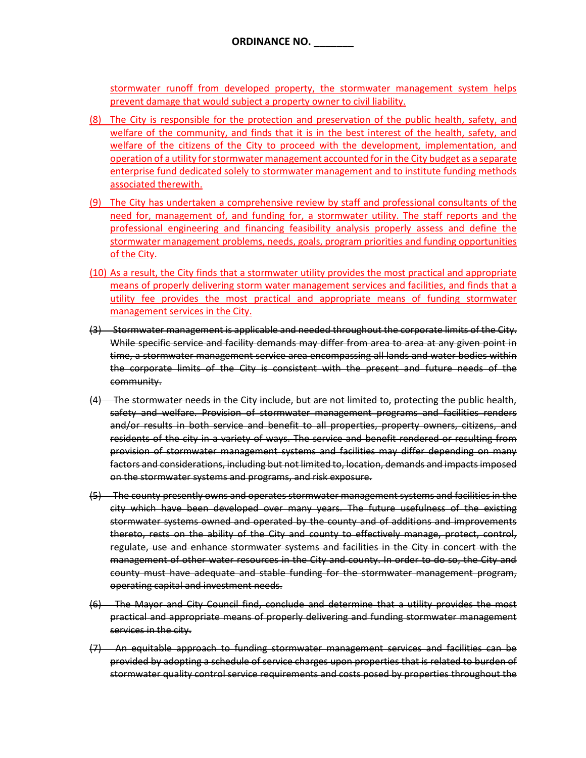stormwater runoff from developed property, the stormwater management system helps prevent damage that would subject a property owner to civil liability.

(8) The City is responsible for the protection and preservation of the public health, safety, and welfare of the community, and finds that it is in the best interest of the health, safety, and welfare of the citizens of the City to proceed with the development, implementation, and operation of a utility for stormwater management accounted for in the City budget as a separate enterprise fund dedicated solely to stormwater management and to institute funding methods associated therewith.

(9) The City has undertaken a comprehensive review by staff and professional consultants of the need for, management of, and funding for, a stormwater utility. The staff reports and the professional engineering and financing feasibility analysis properly assess and define the stormwater management problems, needs, goals, program priorities and funding opportunities of the City.

(10) As a result, the City finds that a stormwater utility provides the most practical and appropriate means of properly delivering storm water management services and facilities, and finds that a utility fee provides the most practical and appropriate means of funding stormwater management services in the City.

~~(3) Stormwater management is applicable and needed throughout the corporate limits of the City. While specific service and facility demands may differ from area to area at any given point in time, a stormwater management service area encompassing all lands and water bodies within the corporate limits of the City is consistent with the present and future needs of the community.~~

~~(4) The stormwater needs in the City include, but are not limited to, protecting the public health, safety and welfare. Provision of stormwater management programs and facilities renders and/or results in both service and benefit to all properties, property owners, citizens, and residents of the city in a variety of ways. The service and benefit rendered or resulting from provision of stormwater management systems and facilities may differ depending on many factors and considerations, including but not limited to, location, demands and impacts imposed on the stormwater systems and programs, and risk exposure.~~

~~(5) The county presently owns and operates stormwater management systems and facilities in the city which have been developed over many years. The future usefulness of the existing stormwater systems owned and operated by the county and of additions and improvements thereto, rests on the ability of the City and county to effectively manage, protect, control, regulate, use and enhance stormwater systems and facilities in the City in concert with the management of other water resources in the City and county. In order to do so, the City and county must have adequate and stable funding for the stormwater management program, operating capital and investment needs.~~

~~(6) The Mayor and City Council find, conclude and determine that a utility provides the most practical and appropriate means of properly delivering and funding stormwater management services in the city.~~

~~(7) An equitable approach to funding stormwater management services and facilities can be provided by adopting a schedule of service charges upon properties that is related to burden of stormwater quality control service requirements and costs posed by properties throughout the~~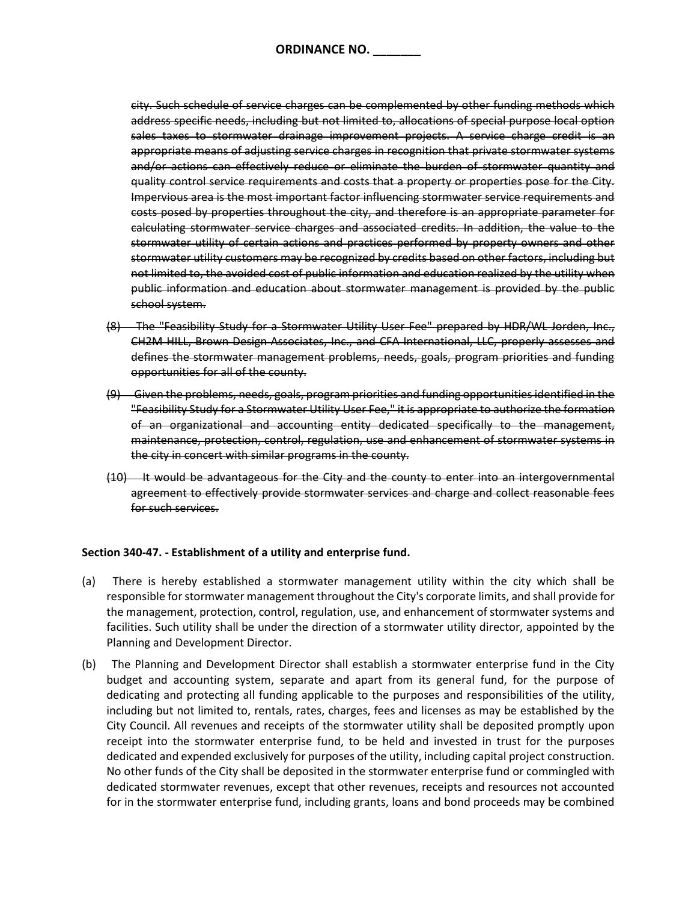~~city. Such schedule of service charges can be complemented by other funding methods which address specific needs, including but not limited to, allocations of special purpose local option sales taxes to stormwater drainage improvement projects. A service charge credit is an appropriate means of adjusting service charges in recognition that private stormwater systems and/or actions can effectively reduce or eliminate the burden of stormwater quantity and quality control service requirements and costs that a property or properties pose for the City. Impervious area is the most important factor influencing stormwater service requirements and costs posed by properties throughout the city, and therefore is an appropriate parameter for calculating stormwater service charges and associated credits. In addition, the value to the stormwater utility of certain actions and practices performed by property owners and other stormwater utility customers may be recognized by credits based on other factors, including but not limited to, the avoided cost of public information and education realized by the utility when public information and education about stormwater management is provided by the public school system.~~

~~(8) The "Feasibility Study for a Stormwater Utility User Fee" prepared by HDR/WL Jorden, Inc., CH2M HILL, Brown Design Associates, Inc., and CFA International, LLC, properly assesses and defines the stormwater management problems, needs, goals, program priorities and funding opportunities for all of the county.~~

~~(9) Given the problems, needs, goals, program priorities and funding opportunities identified in the "Feasibility Study for a Stormwater Utility User Fee," it is appropriate to authorize the formation of an organizational and accounting entity dedicated specifically to the management, maintenance, protection, control, regulation, use and enhancement of stormwater systems in the city in concert with similar programs in the county.~~

~~(10) It would be advantageous for the City and the county to enter into an intergovernmental agreement to effectively provide stormwater services and charge and collect reasonable fees for such services.~~

**Section 340-47. - Establishment of a utility and enterprise fund.**

(a) There is hereby established a stormwater management utility within the city which shall be responsible for stormwater management throughout the City's corporate limits, and shall provide for the management, protection, control, regulation, use, and enhancement of stormwater systems and facilities. Such utility shall be under the direction of a stormwater utility director, appointed by the Planning and Development Director.

(b) The Planning and Development Director shall establish a stormwater enterprise fund in the City budget and accounting system, separate and apart from its general fund, for the purpose of dedicating and protecting all funding applicable to the purposes and responsibilities of the utility, including but not limited to, rentals, rates, charges, fees and licenses as may be established by the City Council. All revenues and receipts of the stormwater utility shall be deposited promptly upon receipt into the stormwater enterprise fund, to be held and invested in trust for the purposes dedicated and expended exclusively for purposes of the utility, including capital project construction. No other funds of the City shall be deposited in the stormwater enterprise fund or commingled with dedicated stormwater revenues, except that other revenues, receipts and resources not accounted for in the stormwater enterprise fund, including grants, loans and bond proceeds may be combined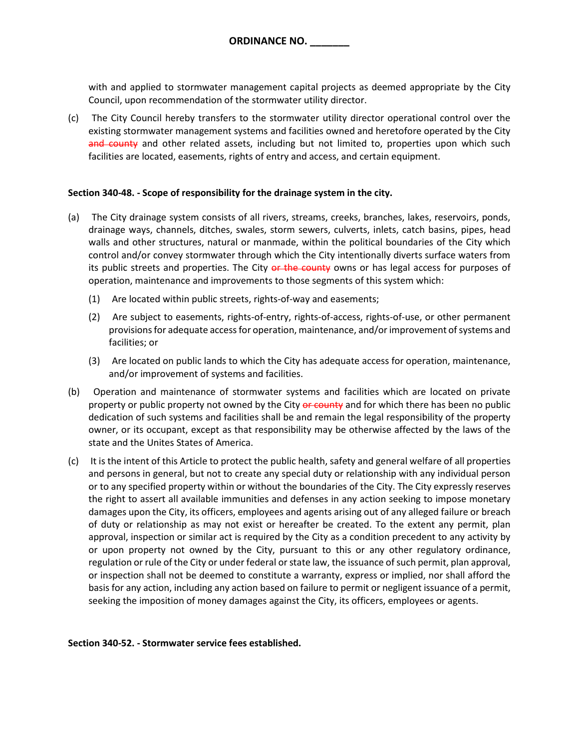with and applied to stormwater management capital projects as deemed appropriate by the City Council, upon recommendation of the stormwater utility director.

(c) The City Council hereby transfers to the stormwater utility director operational control over the existing stormwater management systems and facilities owned and heretofore operated by the City ~~and county~~ and other related assets, including but not limited to, properties upon which such facilities are located, easements, rights of entry and access, and certain equipment.

**Section 340-48. - Scope of responsibility for the drainage system in the city.**

(a) The City drainage system consists of all rivers, streams, creeks, branches, lakes, reservoirs, ponds, drainage ways, channels, ditches, swales, storm sewers, culverts, inlets, catch basins, pipes, head walls and other structures, natural or manmade, within the political boundaries of the City which control and/or convey stormwater through which the City intentionally diverts surface waters from its public streets and properties. The City ~~or the county~~ owns or has legal access for purposes of operation, maintenance and improvements to those segments of this system which:

   (1) Are located within public streets, rights-of-way and easements;

   (2) Are subject to easements, rights-of-entry, rights-of-access, rights-of-use, or other permanent provisions for adequate access for operation, maintenance, and/or improvement of systems and facilities; or

   (3) Are located on public lands to which the City has adequate access for operation, maintenance, and/or improvement of systems and facilities.

(b) Operation and maintenance of stormwater systems and facilities which are located on private property or public property not owned by the City ~~or county~~ and for which there has been no public dedication of such systems and facilities shall be and remain the legal responsibility of the property owner, or its occupant, except as that responsibility may be otherwise affected by the laws of the state and the Unites States of America.

(c) It is the intent of this Article to protect the public health, safety and general welfare of all properties and persons in general, but not to create any special duty or relationship with any individual person or to any specified property within or without the boundaries of the City. The City expressly reserves the right to assert all available immunities and defenses in any action seeking to impose monetary damages upon the City, its officers, employees and agents arising out of any alleged failure or breach of duty or relationship as may not exist or hereafter be created. To the extent any permit, plan approval, inspection or similar act is required by the City as a condition precedent to any activity by or upon property not owned by the City, pursuant to this or any other regulatory ordinance, regulation or rule of the City or under federal or state law, the issuance of such permit, plan approval, or inspection shall not be deemed to constitute a warranty, express or implied, nor shall afford the basis for any action, including any action based on failure to permit or negligent issuance of a permit, seeking the imposition of money damages against the City, its officers, employees or agents.

**Section 340-52. - Stormwater service fees established.**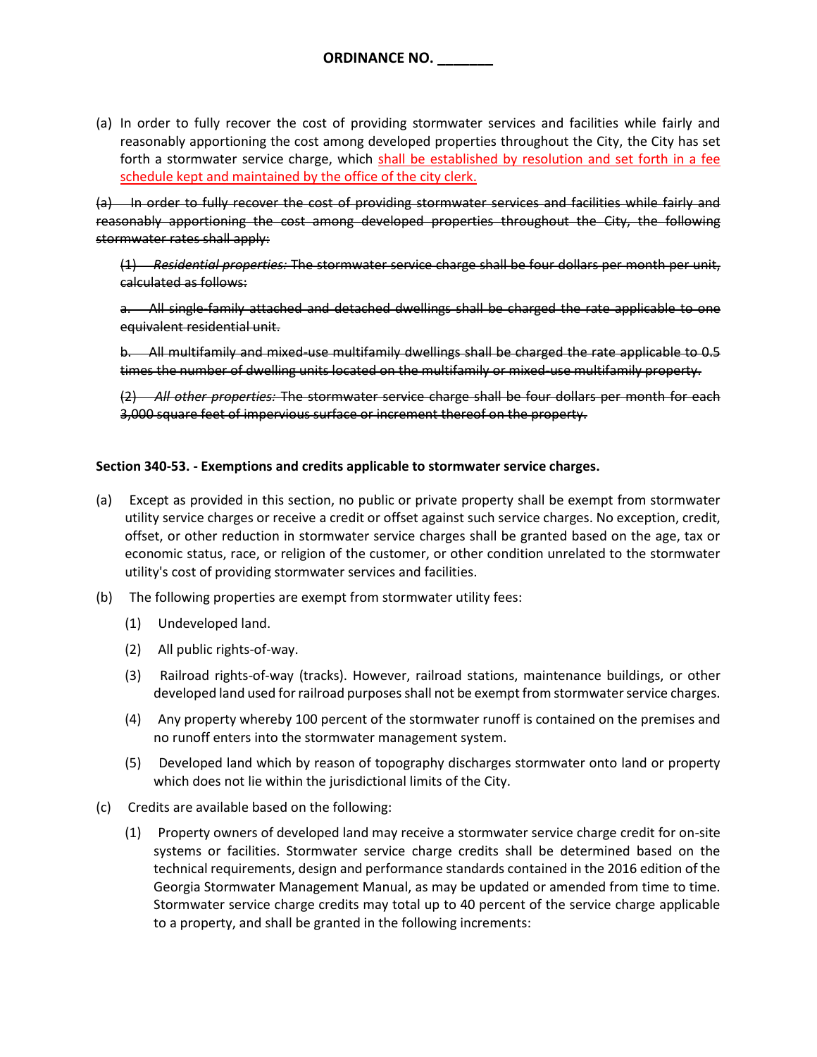**ORDINANCE NO. _______**

(a) In order to fully recover the cost of providing stormwater services and facilities while fairly and reasonably apportioning the cost among developed properties throughout the City, the City has set forth a stormwater service charge, which <u>shall be established by resolution and set forth in a fee schedule kept and maintained by the office of the city clerk.</u>

~~(a) In order to fully recover the cost of providing stormwater services and facilities while fairly and reasonably apportioning the cost among developed properties throughout the City, the following stormwater rates shall apply:~~

~~(1) *Residential properties:* The stormwater service charge shall be four dollars per month per unit, calculated as follows:~~

~~a. All single-family attached and detached dwellings shall be charged the rate applicable to one equivalent residential unit.~~

~~b. All multifamily and mixed-use multifamily dwellings shall be charged the rate applicable to 0.5 times the number of dwelling units located on the multifamily or mixed-use multifamily property.~~

~~(2) *All other properties:* The stormwater service charge shall be four dollars per month for each 3,000 square feet of impervious surface or increment thereof on the property.~~

**Section 340-53. - Exemptions and credits applicable to stormwater service charges.**

(a) Except as provided in this section, no public or private property shall be exempt from stormwater utility service charges or receive a credit or offset against such service charges. No exception, credit, offset, or other reduction in stormwater service charges shall be granted based on the age, tax or economic status, race, or religion of the customer, or other condition unrelated to the stormwater utility's cost of providing stormwater services and facilities.

(b) The following properties are exempt from stormwater utility fees:

(1) Undeveloped land.

(2) All public rights-of-way.

(3) Railroad rights-of-way (tracks). However, railroad stations, maintenance buildings, or other developed land used for railroad purposes shall not be exempt from stormwater service charges.

(4) Any property whereby 100 percent of the stormwater runoff is contained on the premises and no runoff enters into the stormwater management system.

(5) Developed land which by reason of topography discharges stormwater onto land or property which does not lie within the jurisdictional limits of the City.

(c) Credits are available based on the following:

(1) Property owners of developed land may receive a stormwater service charge credit for on-site systems or facilities. Stormwater service charge credits shall be determined based on the technical requirements, design and performance standards contained in the 2016 edition of the Georgia Stormwater Management Manual, as may be updated or amended from time to time. Stormwater service charge credits may total up to 40 percent of the service charge applicable to a property, and shall be granted in the following increments: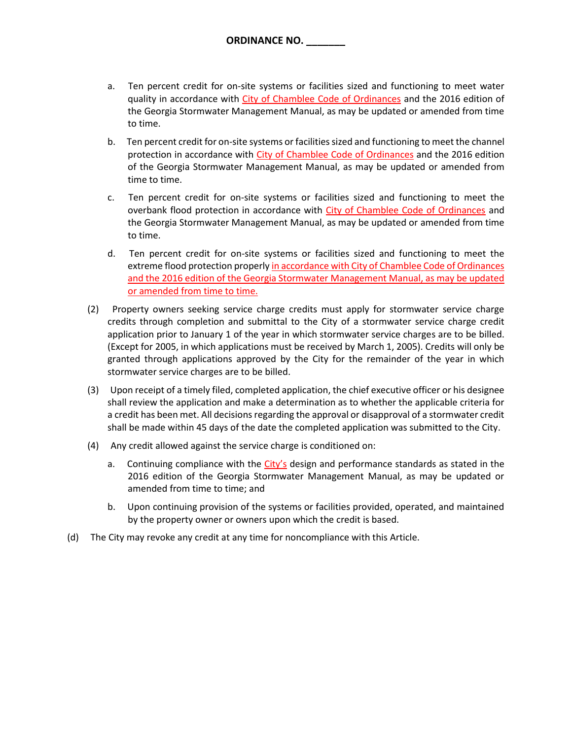**ORDINANCE NO. _______**

a. Ten percent credit for on-site systems or facilities sized and functioning to meet water quality in accordance with City of Chamblee Code of Ordinances and the 2016 edition of the Georgia Stormwater Management Manual, as may be updated or amended from time to time.

b. Ten percent credit for on-site systems or facilities sized and functioning to meet the channel protection in accordance with City of Chamblee Code of Ordinances and the 2016 edition of the Georgia Stormwater Management Manual, as may be updated or amended from time to time.

c. Ten percent credit for on-site systems or facilities sized and functioning to meet the overbank flood protection in accordance with City of Chamblee Code of Ordinances and the Georgia Stormwater Management Manual, as may be updated or amended from time to time.

d. Ten percent credit for on-site systems or facilities sized and functioning to meet the extreme flood protection properly in accordance with City of Chamblee Code of Ordinances and the 2016 edition of the Georgia Stormwater Management Manual, as may be updated or amended from time to time.

(2) Property owners seeking service charge credits must apply for stormwater service charge credits through completion and submittal to the City of a stormwater service charge credit application prior to January 1 of the year in which stormwater service charges are to be billed. (Except for 2005, in which applications must be received by March 1, 2005). Credits will only be granted through applications approved by the City for the remainder of the year in which stormwater service charges are to be billed.

(3) Upon receipt of a timely filed, completed application, the chief executive officer or his designee shall review the application and make a determination as to whether the applicable criteria for a credit has been met. All decisions regarding the approval or disapproval of a stormwater credit shall be made within 45 days of the date the completed application was submitted to the City.

(4) Any credit allowed against the service charge is conditioned on:

a. Continuing compliance with the City's design and performance standards as stated in the 2016 edition of the Georgia Stormwater Management Manual, as may be updated or amended from time to time; and

b. Upon continuing provision of the systems or facilities provided, operated, and maintained by the property owner or owners upon which the credit is based.

(d) The City may revoke any credit at any time for noncompliance with this Article.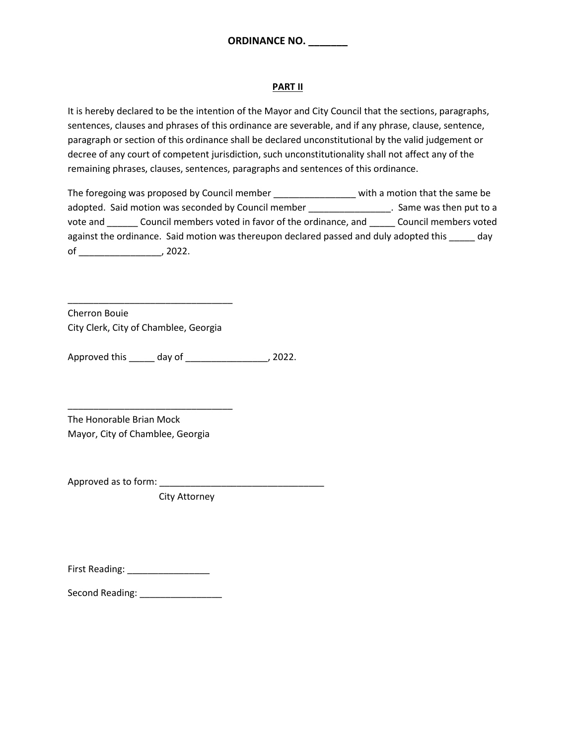**ORDINANCE NO. _______**

**PART II**

It is hereby declared to be the intention of the Mayor and City Council that the sections, paragraphs, sentences, clauses and phrases of this ordinance are severable, and if any phrase, clause, sentence, paragraph or section of this ordinance shall be declared unconstitutional by the valid judgement or decree of any court of competent jurisdiction, such unconstitutionality shall not affect any of the remaining phrases, clauses, sentences, paragraphs and sentences of this ordinance.

The foregoing was proposed by Council member ________________ with a motion that the same be adopted. Said motion was seconded by Council member ________________. Same was then put to a vote and ______ Council members voted in favor of the ordinance, and _____ Council members voted against the ordinance. Said motion was thereupon declared passed and duly adopted this _____ day of ________________, 2022.

________________________________
Cherron Bouie
City Clerk, City of Chamblee, Georgia

Approved this _____ day of ________________, 2022.

________________________________
The Honorable Brian Mock
Mayor, City of Chamblee, Georgia

Approved as to form: ________________________________
City Attorney

First Reading: ________________

Second Reading: ________________